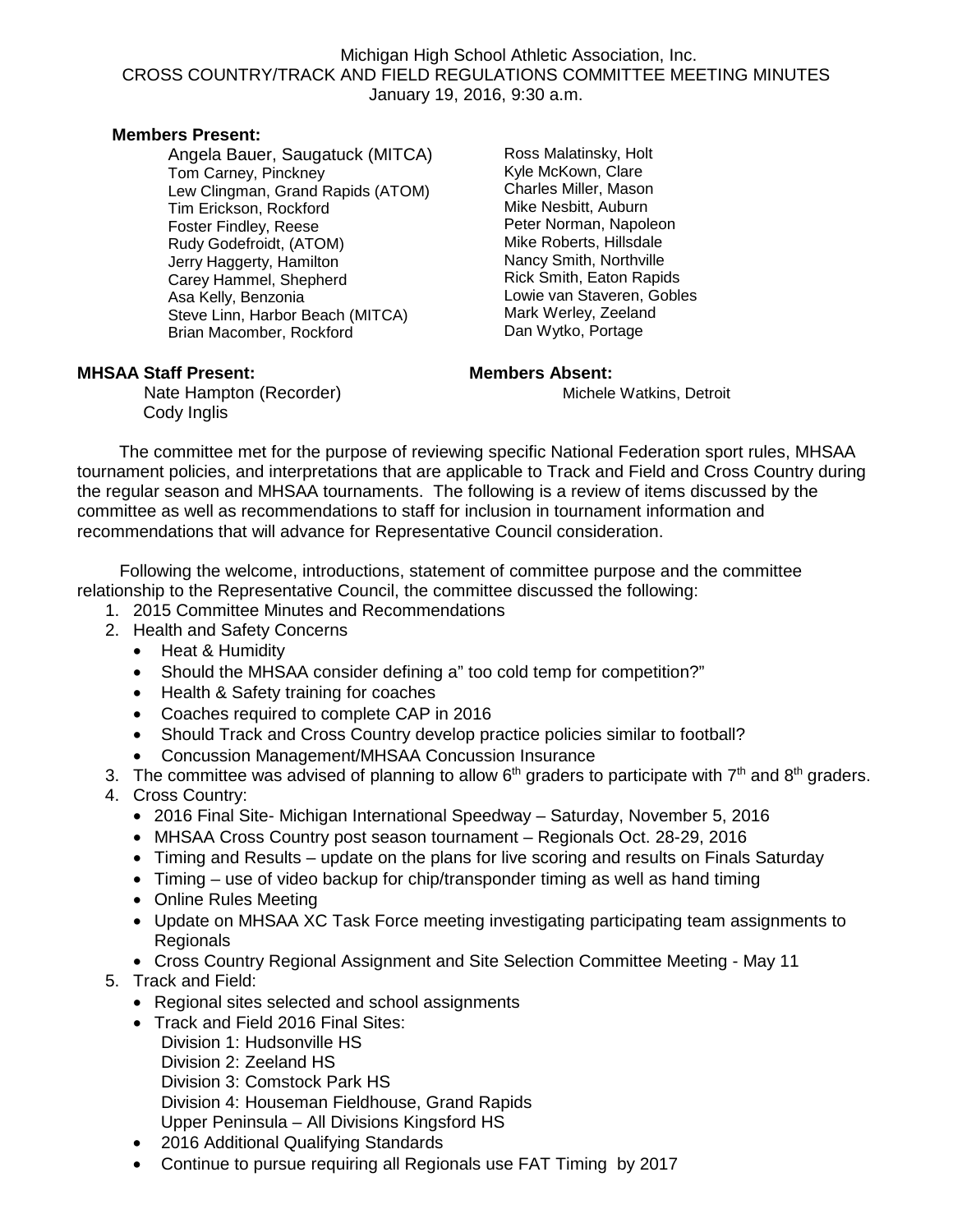Michigan High School Athletic Association, Inc.
CROSS COUNTRY/TRACK AND FIELD REGULATIONS COMMITTEE MEETING MINUTES
January 19, 2016, 9:30 a.m.

**Members Present:**

Angela Bauer, Saugatuck (MITCA)
Tom Carney, Pinckney
Lew Clingman, Grand Rapids (ATOM)
Tim Erickson, Rockford
Foster Findley, Reese
Rudy Godefroidt, (ATOM)
Jerry Haggerty, Hamilton
Carey Hammel, Shepherd
Asa Kelly, Benzonia
Steve Linn, Harbor Beach (MITCA)
Brian Macomber, Rockford
Ross Malatinsky, Holt
Kyle McKown, Clare
Charles Miller, Mason
Mike Nesbitt, Auburn
Peter Norman, Napoleon
Mike Roberts, Hillsdale
Nancy Smith, Northville
Rick Smith, Eaton Rapids
Lowie van Staveren, Gobles
Mark Werley, Zeeland
Dan Wytko, Portage

**MHSAA Staff Present:**

Nate Hampton (Recorder)
Cody Inglis

**Members Absent:**

Michele Watkins, Detroit

The committee met for the purpose of reviewing specific National Federation sport rules, MHSAA tournament policies, and interpretations that are applicable to Track and Field and Cross Country during the regular season and MHSAA tournaments. The following is a review of items discussed by the committee as well as recommendations to staff for inclusion in tournament information and recommendations that will advance for Representative Council consideration.

Following the welcome, introductions, statement of committee purpose and the committee relationship to the Representative Council, the committee discussed the following:

1. 2015 Committee Minutes and Recommendations
2. Health and Safety Concerns
   - Heat & Humidity
   - Should the MHSAA consider defining a" too cold temp for competition?"
   - Health & Safety training for coaches
   - Coaches required to complete CAP in 2016
   - Should Track and Cross Country develop practice policies similar to football?
   - Concussion Management/MHSAA Concussion Insurance
3. The committee was advised of planning to allow 6th graders to participate with 7th and 8th graders.
4. Cross Country:
   - 2016 Final Site- Michigan International Speedway – Saturday, November 5, 2016
   - MHSAA Cross Country post season tournament – Regionals Oct. 28-29, 2016
   - Timing and Results – update on the plans for live scoring and results on Finals Saturday
   - Timing – use of video backup for chip/transponder timing as well as hand timing
   - Online Rules Meeting
   - Update on MHSAA XC Task Force meeting investigating participating team assignments to Regionals
   - Cross Country Regional Assignment and Site Selection Committee Meeting - May 11
5. Track and Field:
   - Regional sites selected and school assignments
   - Track and Field 2016 Final Sites:
     Division 1: Hudsonville HS
     Division 2: Zeeland HS
     Division 3: Comstock Park HS
     Division 4: Houseman Fieldhouse, Grand Rapids
     Upper Peninsula – All Divisions Kingsford HS
   - 2016 Additional Qualifying Standards
   - Continue to pursue requiring all Regionals use FAT Timing by 2017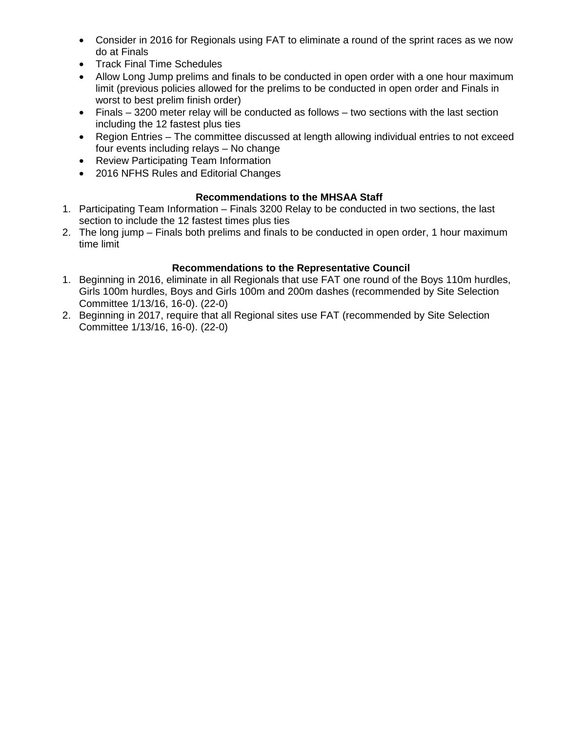- Consider in 2016 for Regionals using FAT to eliminate a round of the sprint races as we now do at Finals
- Track Final Time Schedules
- Allow Long Jump prelims and finals to be conducted in open order with a one hour maximum limit (previous policies allowed for the prelims to be conducted in open order and Finals in worst to best prelim finish order)
- Finals – 3200 meter relay will be conducted as follows – two sections with the last section including the 12 fastest plus ties
- Region Entries – The committee discussed at length allowing individual entries to not exceed four events including relays – No change
- Review Participating Team Information
- 2016 NFHS Rules and Editorial Changes

**Recommendations to the MHSAA Staff**

1. Participating Team Information – Finals 3200 Relay to be conducted in two sections, the last section to include the 12 fastest times plus ties
2. The long jump – Finals both prelims and finals to be conducted in open order, 1 hour maximum time limit

**Recommendations to the Representative Council**

1. Beginning in 2016, eliminate in all Regionals that use FAT one round of the Boys 110m hurdles, Girls 100m hurdles, Boys and Girls 100m and 200m dashes (recommended by Site Selection Committee 1/13/16, 16-0). (22-0)
2. Beginning in 2017, require that all Regional sites use FAT (recommended by Site Selection Committee 1/13/16, 16-0). (22-0)